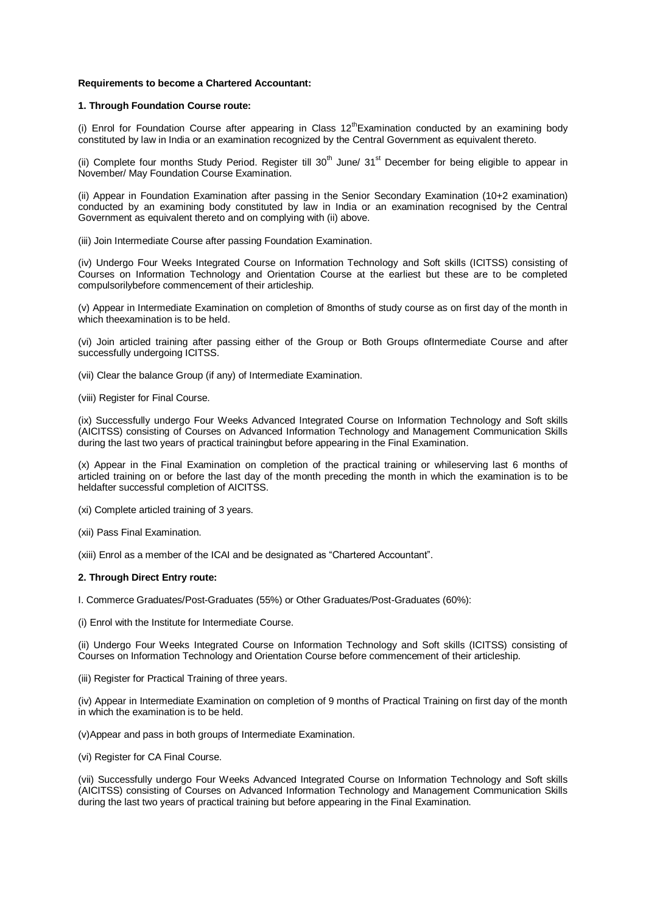**Requirements to become a Chartered Accountant:**

**1. Through Foundation Course route:**

(i) Enrol for Foundation Course after appearing in Class 12$^{th}$Examination conducted by an examining body constituted by law in India or an examination recognized by the Central Government as equivalent thereto.

(ii) Complete four months Study Period. Register till 30$^{th}$ June/ 31$^{st}$ December for being eligible to appear in November/ May Foundation Course Examination.

(ii) Appear in Foundation Examination after passing in the Senior Secondary Examination (10+2 examination) conducted by an examining body constituted by law in India or an examination recognised by the Central Government as equivalent thereto and on complying with (ii) above.

(iii) Join Intermediate Course after passing Foundation Examination.

(iv) Undergo Four Weeks Integrated Course on Information Technology and Soft skills (ICITSS) consisting of Courses on Information Technology and Orientation Course at the earliest but these are to be completed compulsorilybefore commencement of their articleship.

(v) Appear in Intermediate Examination on completion of 8months of study course as on first day of the month in which theexamination is to be held.

(vi) Join articled training after passing either of the Group or Both Groups ofIntermediate Course and after successfully undergoing ICITSS.

(vii) Clear the balance Group (if any) of Intermediate Examination.

(viii) Register for Final Course.

(ix) Successfully undergo Four Weeks Advanced Integrated Course on Information Technology and Soft skills (AICITSS) consisting of Courses on Advanced Information Technology and Management Communication Skills during the last two years of practical trainingbut before appearing in the Final Examination.

(x) Appear in the Final Examination on completion of the practical training or whileserving last 6 months of articled training on or before the last day of the month preceding the month in which the examination is to be heldafter successful completion of AICITSS.

(xi) Complete articled training of 3 years.

(xii) Pass Final Examination.

(xiii) Enrol as a member of the ICAI and be designated as "Chartered Accountant".

**2. Through Direct Entry route:**

I. Commerce Graduates/Post-Graduates (55%) or Other Graduates/Post-Graduates (60%):

(i) Enrol with the Institute for Intermediate Course.

(ii) Undergo Four Weeks Integrated Course on Information Technology and Soft skills (ICITSS) consisting of Courses on Information Technology and Orientation Course before commencement of their articleship.

(iii) Register for Practical Training of three years.

(iv) Appear in Intermediate Examination on completion of 9 months of Practical Training on first day of the month in which the examination is to be held.

(v)Appear and pass in both groups of Intermediate Examination.

(vi) Register for CA Final Course.

(vii) Successfully undergo Four Weeks Advanced Integrated Course on Information Technology and Soft skills (AICITSS) consisting of Courses on Advanced Information Technology and Management Communication Skills during the last two years of practical training but before appearing in the Final Examination.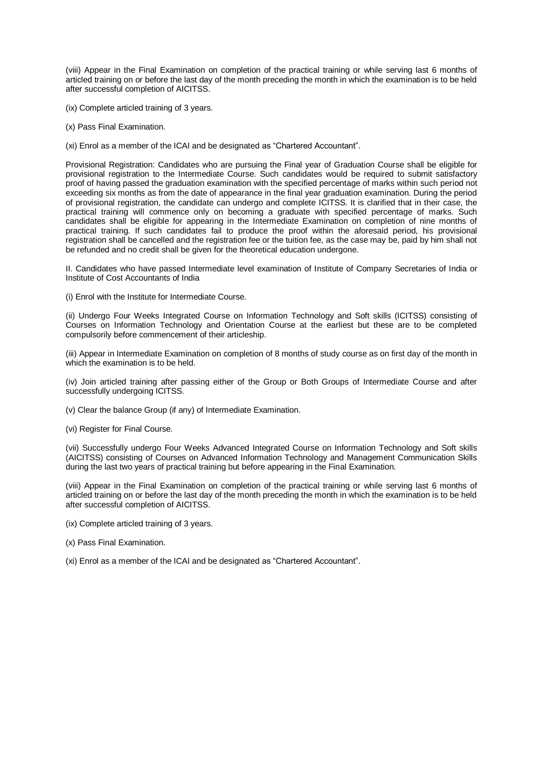(viii) Appear in the Final Examination on completion of the practical training or while serving last 6 months of articled training on or before the last day of the month preceding the month in which the examination is to be held after successful completion of AICITSS.

(ix) Complete articled training of 3 years.

(x) Pass Final Examination.

(xi) Enrol as a member of the ICAI and be designated as "Chartered Accountant".

Provisional Registration: Candidates who are pursuing the Final year of Graduation Course shall be eligible for provisional registration to the Intermediate Course. Such candidates would be required to submit satisfactory proof of having passed the graduation examination with the specified percentage of marks within such period not exceeding six months as from the date of appearance in the final year graduation examination. During the period of provisional registration, the candidate can undergo and complete ICITSS. It is clarified that in their case, the practical training will commence only on becoming a graduate with specified percentage of marks. Such candidates shall be eligible for appearing in the Intermediate Examination on completion of nine months of practical training. If such candidates fail to produce the proof within the aforesaid period, his provisional registration shall be cancelled and the registration fee or the tuition fee, as the case may be, paid by him shall not be refunded and no credit shall be given for the theoretical education undergone.

II. Candidates who have passed Intermediate level examination of Institute of Company Secretaries of India or Institute of Cost Accountants of India

(i) Enrol with the Institute for Intermediate Course.

(ii) Undergo Four Weeks Integrated Course on Information Technology and Soft skills (ICITSS) consisting of Courses on Information Technology and Orientation Course at the earliest but these are to be completed compulsorily before commencement of their articleship.

(iii) Appear in Intermediate Examination on completion of 8 months of study course as on first day of the month in which the examination is to be held.

(iv) Join articled training after passing either of the Group or Both Groups of Intermediate Course and after successfully undergoing ICITSS.

(v) Clear the balance Group (if any) of Intermediate Examination.

(vi) Register for Final Course.

(vii) Successfully undergo Four Weeks Advanced Integrated Course on Information Technology and Soft skills (AICITSS) consisting of Courses on Advanced Information Technology and Management Communication Skills during the last two years of practical training but before appearing in the Final Examination.

(viii) Appear in the Final Examination on completion of the practical training or while serving last 6 months of articled training on or before the last day of the month preceding the month in which the examination is to be held after successful completion of AICITSS.

(ix) Complete articled training of 3 years.

(x) Pass Final Examination.

(xi) Enrol as a member of the ICAI and be designated as "Chartered Accountant".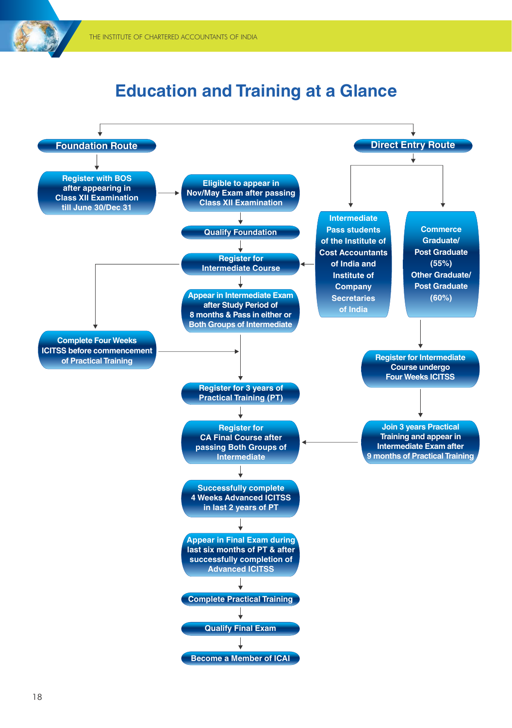# Education and Training at a Glance

Foundation Route

Register with BOS after appearing in Class XII Examination till June 30/Dec 31

Eligible to appear in Nov/May Exam after passing Class XII Examination

Qualify Foundation

Register for Intermediate Course

Appear in Intermediate Exam after Study Period of 8 months & Pass in either or Both Groups of Intermediate

Complete Four Weeks ICITSS before commencement of Practical Training

Register for 3 years of Practical Training (PT)

Register for CA Final Course after passing Both Groups of Intermediate

Successfully complete 4 Weeks Advanced ICITSS in last 2 years of PT

Appear in Final Exam during last six months of PT & after successfully completion of Advanced ICITSS

Complete Practical Training

Qualify Final Exam

Become a Member of ICAI

Direct Entry Route

Intermediate Pass students of the Institute of Cost Accountants of India and Institute of Company Secretaries of India

Commerce Graduate/ Post Graduate (55%) Other Graduate/ Post Graduate (60%)

Register for Intermediate Course undergo Four Weeks ICITSS

Join 3 years Practical Training and appear in Intermediate Exam after 9 months of Practical Training